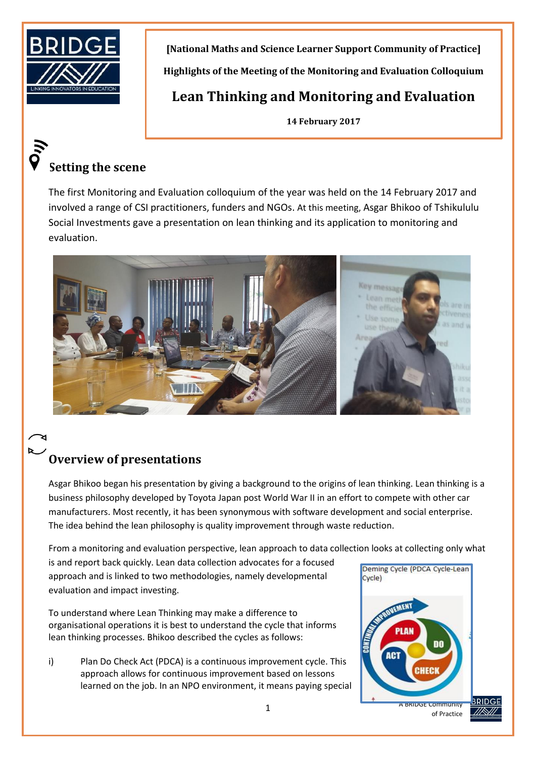**[National Maths and Science Learner Support Community of Practice]**

**Highlights of the Meeting of the Monitoring and Evaluation Colloquium**

# Lean Thinking and Monitoring and Evaluation

**14 February 2017**

## Setting the scene

The first Monitoring and Evaluation colloquium of the year was held on the 14 February 2017 and involved a range of CSI practitioners, funders and NGOs. At this meeting, Asgar Bhikoo of Tshikululu Social Investments gave a presentation on lean thinking and its application to monitoring and evaluation.

## Overview of presentations

Asgar Bhikoo began his presentation by giving a background to the origins of lean thinking. Lean thinking is a business philosophy developed by Toyota Japan post World War II in an effort to compete with other car manufacturers. Most recently, it has been synonymous with software development and social enterprise. The idea behind the lean philosophy is quality improvement through waste reduction.

From a monitoring and evaluation perspective, lean approach to data collection looks at collecting only what is and report back quickly. Lean data collection advocates for a focused approach and is linked to two methodologies, namely developmental evaluation and impact investing.

Deming Cycle (PDCA Cycle-Lean Cycle)

To understand where Lean Thinking may make a difference to organisational operations it is best to understand the cycle that informs lean thinking processes. Bhikoo described the cycles as follows:

i) Plan Do Check Act (PDCA) is a continuous improvement cycle. This approach allows for continuous improvement based on lessons learned on the job. In an NPO environment, it means paying special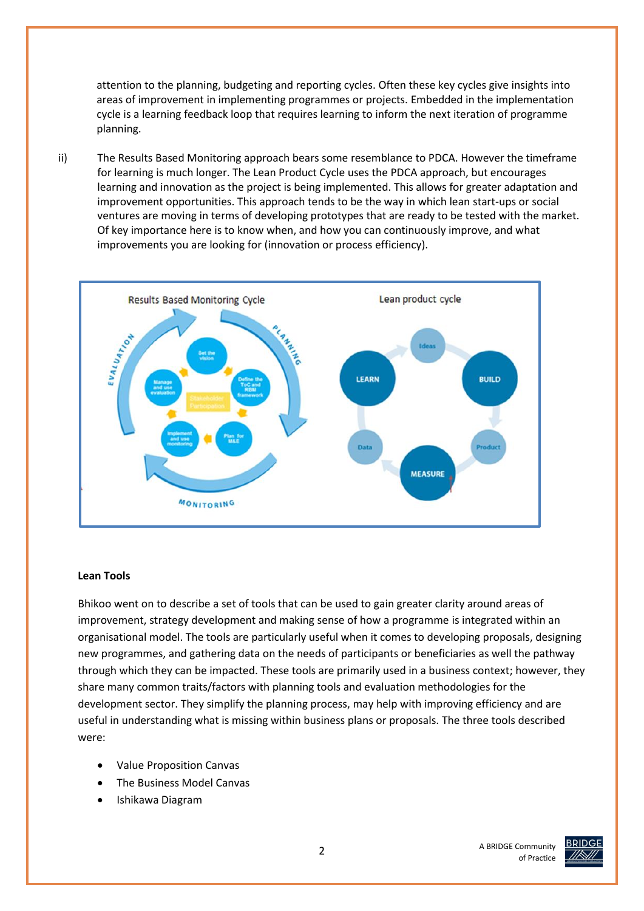attention to the planning, budgeting and reporting cycles. Often these key cycles give insights into areas of improvement in implementing programmes or projects. Embedded in the implementation cycle is a learning feedback loop that requires learning to inform the next iteration of programme planning.

ii) The Results Based Monitoring approach bears some resemblance to PDCA. However the timeframe for learning is much longer. The Lean Product Cycle uses the PDCA approach, but encourages learning and innovation as the project is being implemented. This allows for greater adaptation and improvement opportunities. This approach tends to be the way in which lean start-ups or social ventures are moving in terms of developing prototypes that are ready to be tested with the market. Of key importance here is to know when, and how you can continuously improve, and what improvements you are looking for (innovation or process efficiency).

**Lean Tools**

Bhikoo went on to describe a set of tools that can be used to gain greater clarity around areas of improvement, strategy development and making sense of how a programme is integrated within an organisational model. The tools are particularly useful when it comes to developing proposals, designing new programmes, and gathering data on the needs of participants or beneficiaries as well the pathway through which they can be impacted. These tools are primarily used in a business context; however, they share many common traits/factors with planning tools and evaluation methodologies for the development sector. They simplify the planning process, may help with improving efficiency and are useful in understanding what is missing within business plans or proposals. The three tools described were:

- Value Proposition Canvas
- The Business Model Canvas
- Ishikawa Diagram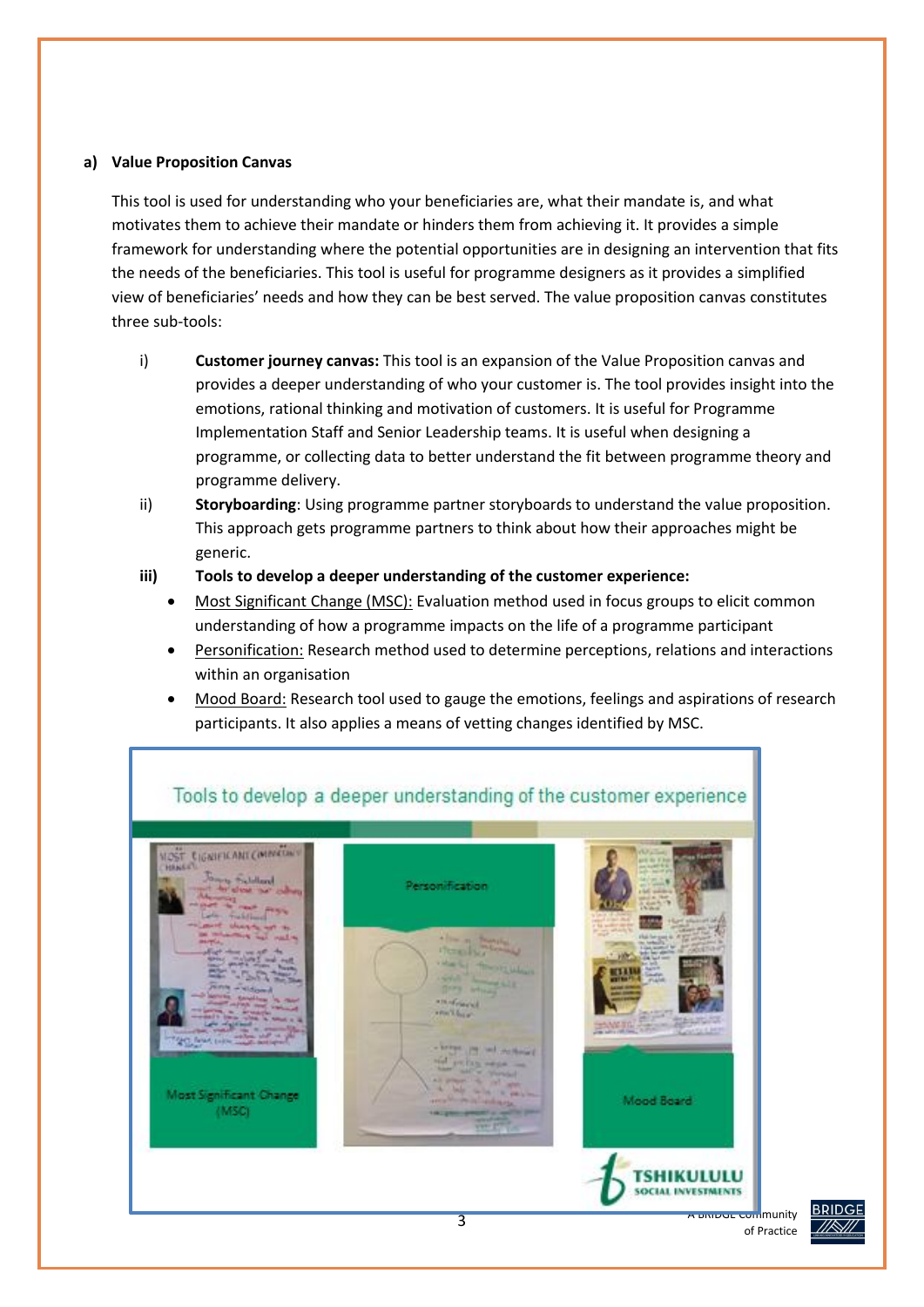**a) Value Proposition Canvas**

This tool is used for understanding who your beneficiaries are, what their mandate is, and what motivates them to achieve their mandate or hinders them from achieving it. It provides a simple framework for understanding where the potential opportunities are in designing an intervention that fits the needs of the beneficiaries. This tool is useful for programme designers as it provides a simplified view of beneficiaries' needs and how they can be best served. The value proposition canvas constitutes three sub-tools:

i) **Customer journey canvas:** This tool is an expansion of the Value Proposition canvas and provides a deeper understanding of who your customer is. The tool provides insight into the emotions, rational thinking and motivation of customers. It is useful for Programme Implementation Staff and Senior Leadership teams. It is useful when designing a programme, or collecting data to better understand the fit between programme theory and programme delivery.

ii) **Storyboarding**: Using programme partner storyboards to understand the value proposition. This approach gets programme partners to think about how their approaches might be generic.

**iii) Tools to develop a deeper understanding of the customer experience:**

- Most Significant Change (MSC): Evaluation method used in focus groups to elicit common understanding of how a programme impacts on the life of a programme participant
- Personification: Research method used to determine perceptions, relations and interactions within an organisation
- Mood Board: Research tool used to gauge the emotions, feelings and aspirations of research participants. It also applies a means of vetting changes identified by MSC.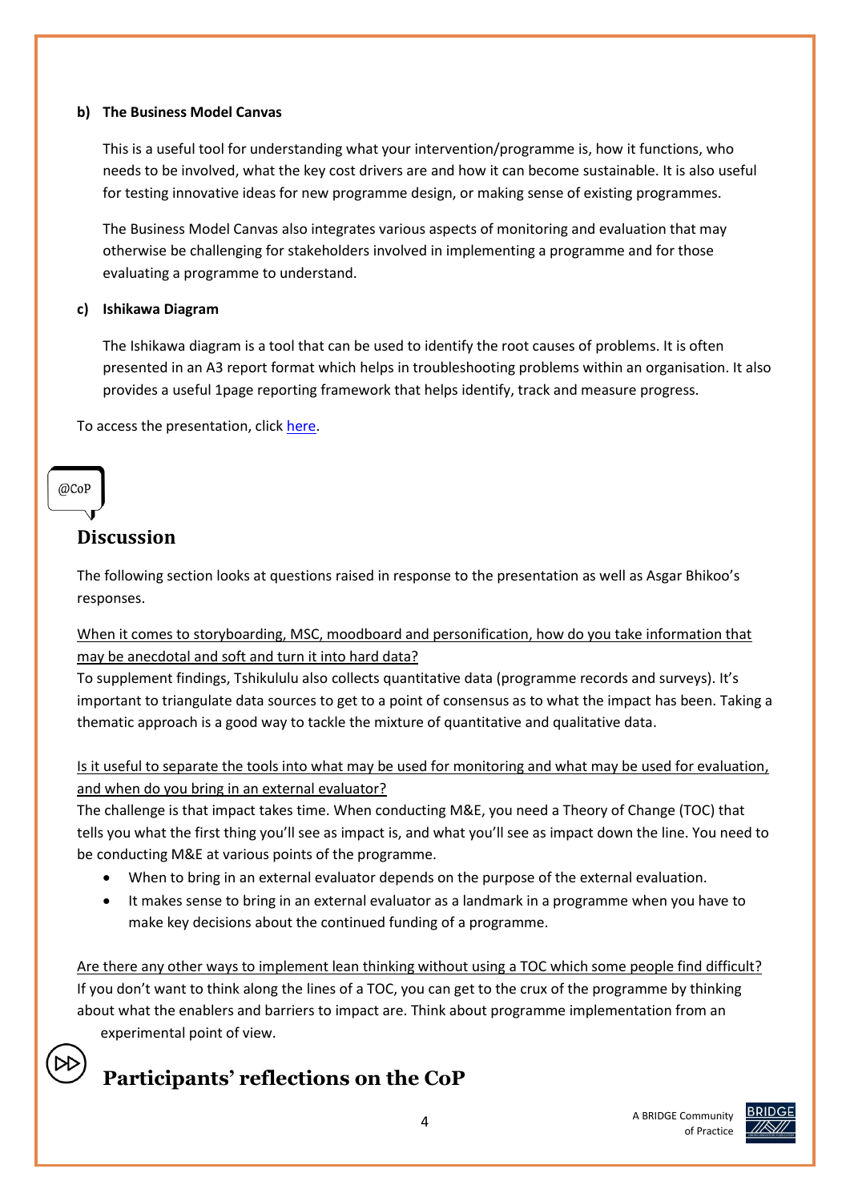**b) The Business Model Canvas**

This is a useful tool for understanding what your intervention/programme is, how it functions, who needs to be involved, what the key cost drivers are and how it can become sustainable. It is also useful for testing innovative ideas for new programme design, or making sense of existing programmes.

The Business Model Canvas also integrates various aspects of monitoring and evaluation that may otherwise be challenging for stakeholders involved in implementing a programme and for those evaluating a programme to understand.

**c) Ishikawa Diagram**

The Ishikawa diagram is a tool that can be used to identify the root causes of problems. It is often presented in an A3 report format which helps in troubleshooting problems within an organisation. It also provides a useful 1page reporting framework that helps identify, track and measure progress.

To access the presentation, click here.

@CoP

## Discussion

The following section looks at questions raised in response to the presentation as well as Asgar Bhikoo's responses.

When it comes to storyboarding, MSC, moodboard and personification, how do you take information that may be anecdotal and soft and turn it into hard data?

To supplement findings, Tshikululu also collects quantitative data (programme records and surveys). It's important to triangulate data sources to get to a point of consensus as to what the impact has been. Taking a thematic approach is a good way to tackle the mixture of quantitative and qualitative data.

Is it useful to separate the tools into what may be used for monitoring and what may be used for evaluation, and when do you bring in an external evaluator?

The challenge is that impact takes time. When conducting M&E, you need a Theory of Change (TOC) that tells you what the first thing you'll see as impact is, and what you'll see as impact down the line. You need to be conducting M&E at various points of the programme.

- When to bring in an external evaluator depends on the purpose of the external evaluation.
- It makes sense to bring in an external evaluator as a landmark in a programme when you have to make key decisions about the continued funding of a programme.

Are there any other ways to implement lean thinking without using a TOC which some people find difficult?

If you don't want to think along the lines of a TOC, you can get to the crux of the programme by thinking about what the enablers and barriers to impact are. Think about programme implementation from an experimental point of view.

## Participants' reflections on the CoP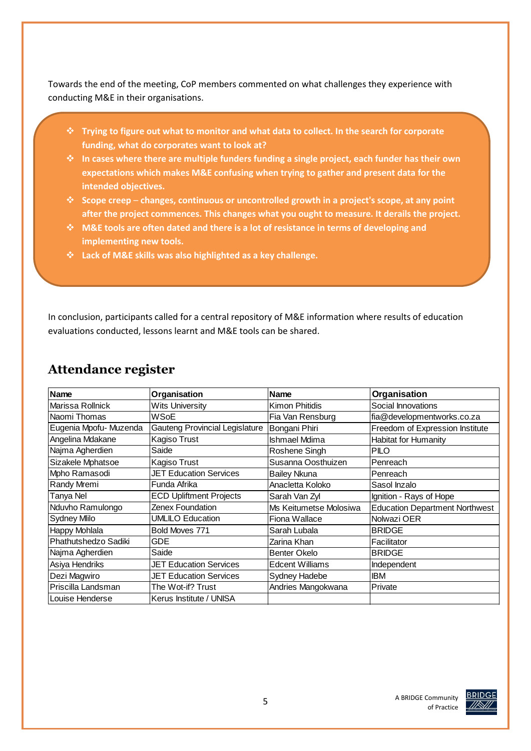Towards the end of the meeting, CoP members commented on what challenges they experience with conducting M&E in their organisations.

- **Trying to figure out what to monitor and what data to collect. In the search for corporate funding, what do corporates want to look at?**
- **In cases where there are multiple funders funding a single project, each funder has their own expectations which makes M&E confusing when trying to gather and present data for the intended objectives.**
- **Scope creep – changes, continuous or uncontrolled growth in a project's scope, at any point after the project commences. This changes what you ought to measure. It derails the project.**
- **M&E tools are often dated and there is a lot of resistance in terms of developing and implementing new tools.**
- **Lack of M&E skills was also highlighted as a key challenge.**

In conclusion, participants called for a central repository of M&E information where results of education evaluations conducted, lessons learnt and M&E tools can be shared.

## Attendance register

| Name | Organisation | Name | Organisation |
|---|---|---|---|
| Marissa Rollnick | Wits University | Kimon Phitidis | Social Innovations |
| Naomi Thomas | WSoE | Fia Van Rensburg | fia@developmentworks.co.za |
| Eugenia Mpofu- Muzenda | Gauteng Provincial Legislature | Bongani Phiri | Freedom of Expression Institute |
| Angelina Mdakane | Kagiso Trust | Ishmael Mdima | Habitat for Humanity |
| Najma Agherdien | Saide | Roshene Singh | PILO |
| Sizakele Mphatsoe | Kagiso Trust | Susanna Oosthuizen | Penreach |
| Mpho Ramasodi | JET Education Services | Bailey Nkuna | Penreach |
| Randy Mremi | Funda Afrika | Anacletta Koloko | Sasol Inzalo |
| Tanya Nel | ECD Upliftment Projects | Sarah Van Zyl | Ignition - Rays of Hope |
| Nduvho Ramulongo | Zenex Foundation | Ms Keitumetse Molosiwa | Education Department Northwest |
| Sydney Mlilo | UMLILO Education | Fiona Wallace | Nolwazi OER |
| Happy Mohlala | Bold Moves 771 | Sarah Lubala | BRIDGE |
| Phathutshedzo Sadiki | GDE | Zarina Khan | Facilitator |
| Najma Agherdien | Saide | Benter Okelo | BRIDGE |
| Asiya Hendriks | JET Education Services | Edcent Williams | Independent |
| Dezi Magwiro | JET Education Services | Sydney Hadebe | IBM |
| Priscilla Landsman | The Wot-if? Trust | Andries Mangokwana | Private |
| Louise Henderse | Kerus Institute / UNISA | | |